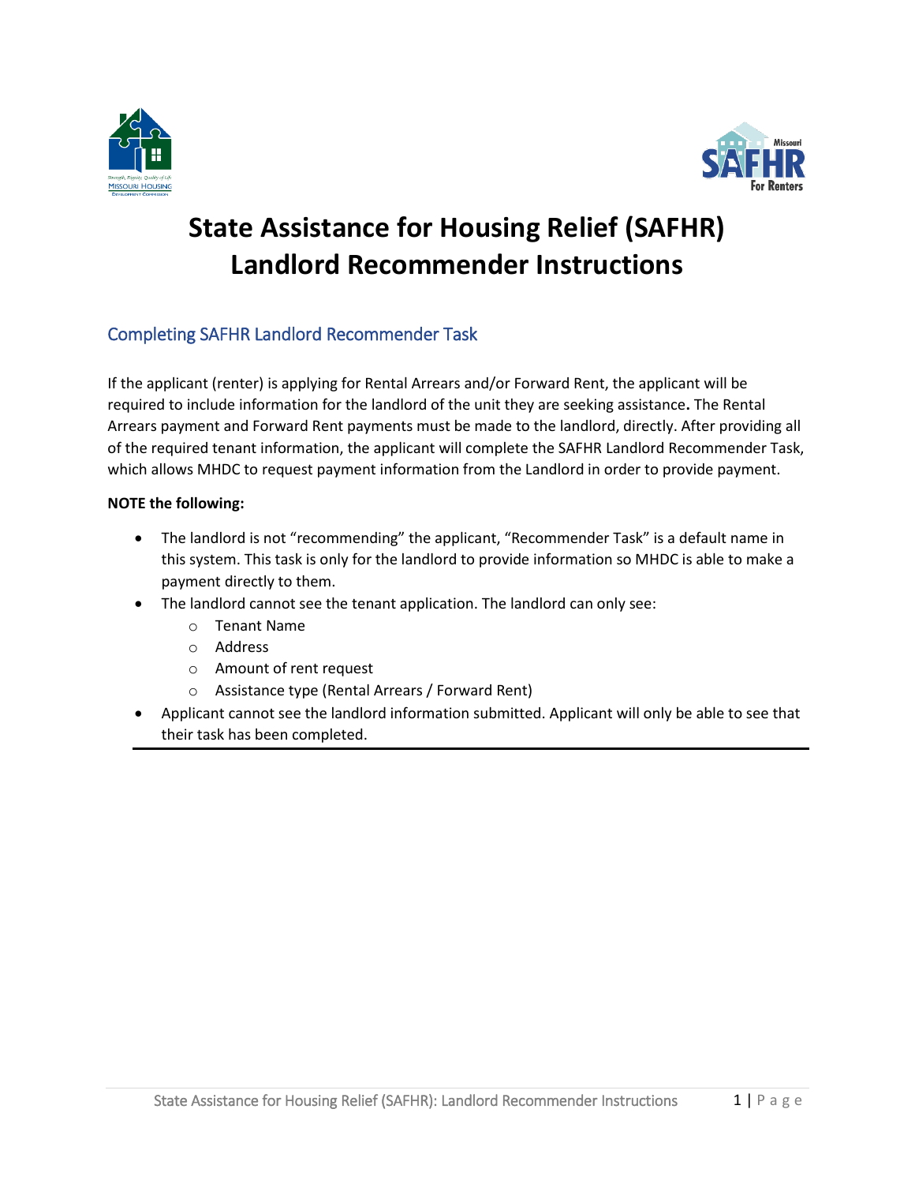# State Assistance for Housing Relief (SAFHR) Landlord Recommender Instructions

## Completing SAFHR Landlord Recommender Task

If the applicant (renter) is applying for Rental Arrears and/or Forward Rent, the applicant will be required to include information for the landlord of the unit they are seeking assistance**.** The Rental Arrears payment and Forward Rent payments must be made to the landlord, directly. After providing all of the required tenant information, the applicant will complete the SAFHR Landlord Recommender Task, which allows MHDC to request payment information from the Landlord in order to provide payment.

**NOTE the following:**

- The landlord is not "recommending" the applicant, "Recommender Task" is a default name in this system. This task is only for the landlord to provide information so MHDC is able to make a payment directly to them.
- The landlord cannot see the tenant application. The landlord can only see:
  - Tenant Name
  - Address
  - Amount of rent request
  - Assistance type (Rental Arrears / Forward Rent)
- Applicant cannot see the landlord information submitted. Applicant will only be able to see that their task has been completed.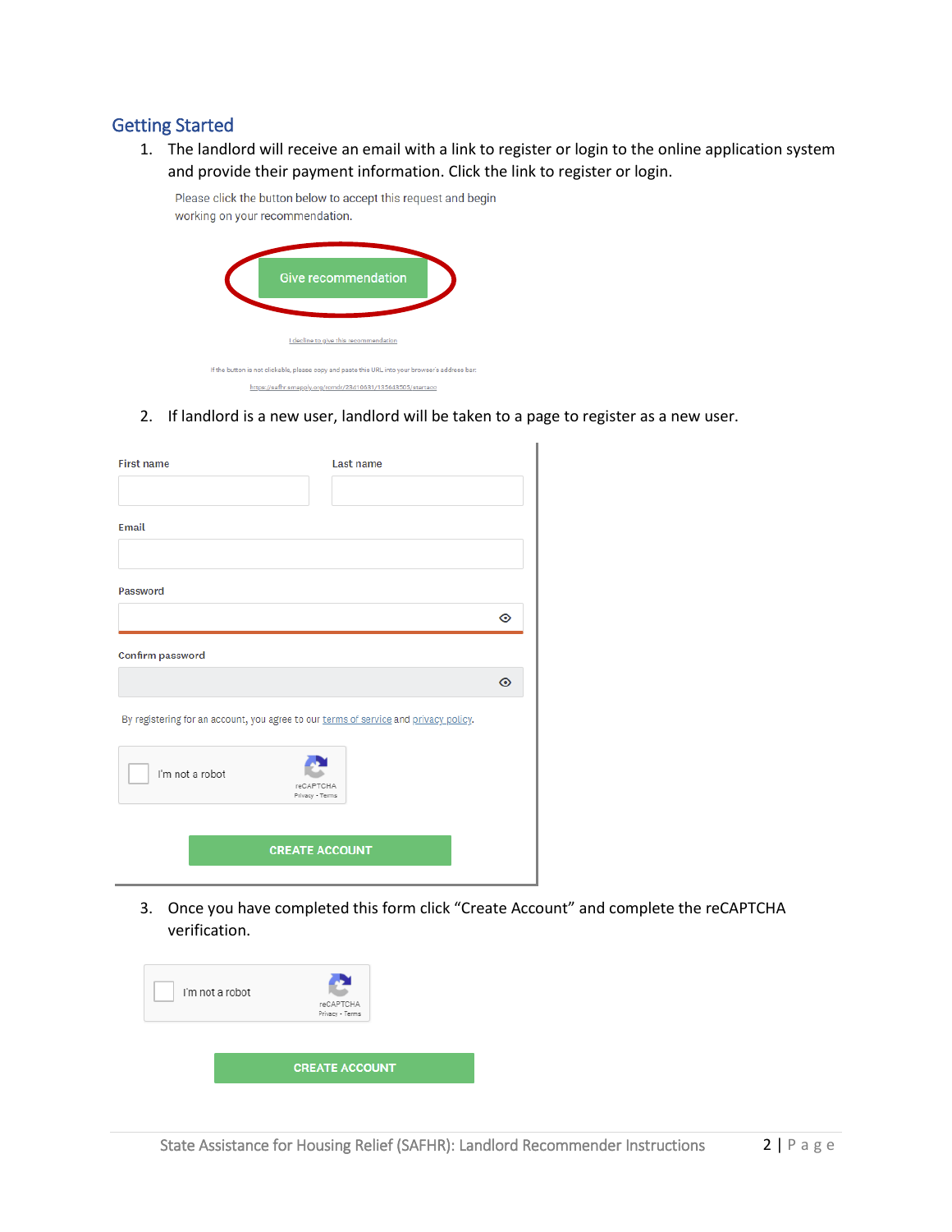## Getting Started

1. The landlord will receive an email with a link to register or login to the online application system and provide their payment information. Click the link to register or login.

   Please click the button below to accept this request and begin working on your recommendation.

   Give recommendation

   I decline to give this recommendation

   If the button is not clickable, please copy and paste this URL into your browser's address bar:

   https://safhr.smapply.org/rcmdr/23d10631/135603505/start-acc

2. If landlord is a new user, landlord will be taken to a page to register as a new user.

   First name

   Last name

   Email

   Password

   Confirm password

   By registering for an account, you agree to our terms of service and privacy policy.

   I'm not a robot

   reCAPTCHA
   Privacy - Terms

   CREATE ACCOUNT

3. Once you have completed this form click "Create Account" and complete the reCAPTCHA verification.

   I'm not a robot

   reCAPTCHA
   Privacy - Terms

   CREATE ACCOUNT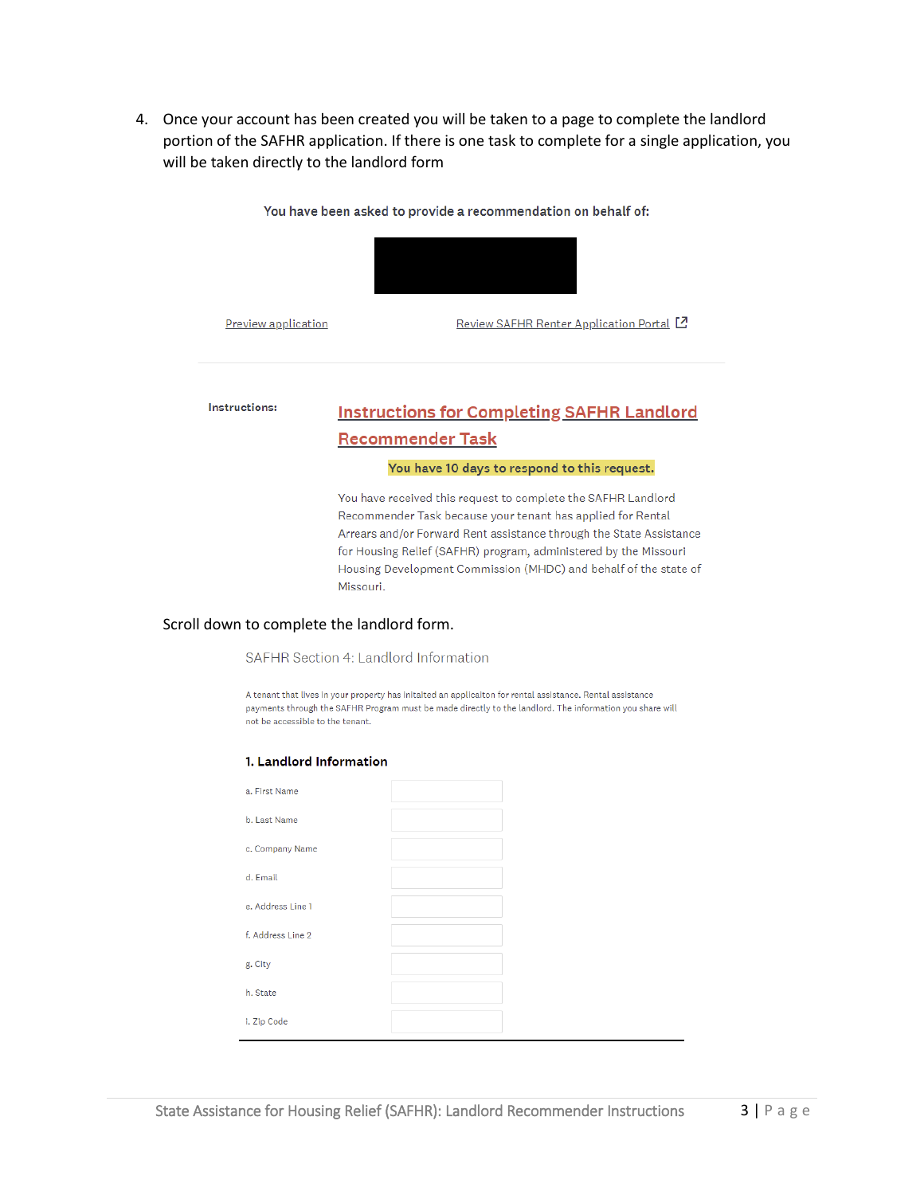4. Once your account has been created you will be taken to a page to complete the landlord portion of the SAFHR application. If there is one task to complete for a single application, you will be taken directly to the landlord form

You have been asked to provide a recommendation on behalf of:

Preview application

Review SAFHR Renter Application Portal

Instructions:

**Instructions for Completing SAFHR Landlord Recommender Task**

**You have 10 days to respond to this request.**

You have received this request to complete the SAFHR Landlord Recommender Task because your tenant has applied for Rental Arrears and/or Forward Rent assistance through the State Assistance for Housing Relief (SAFHR) program, administered by the Missouri Housing Development Commission (MHDC) and behalf of the state of Missouri.

Scroll down to complete the landlord form.

SAFHR Section 4: Landlord Information

A tenant that lives in your property has initaited an applicaiton for rental assistance. Rental assistance payments through the SAFHR Program must be made directly to the landlord. The information you share will not be accessible to the tenant.

**1. Landlord Information**

a. First Name

b. Last Name

c. Company Name

d. Email

e. Address Line 1

f. Address Line 2

g. City

h. State

i. Zip Code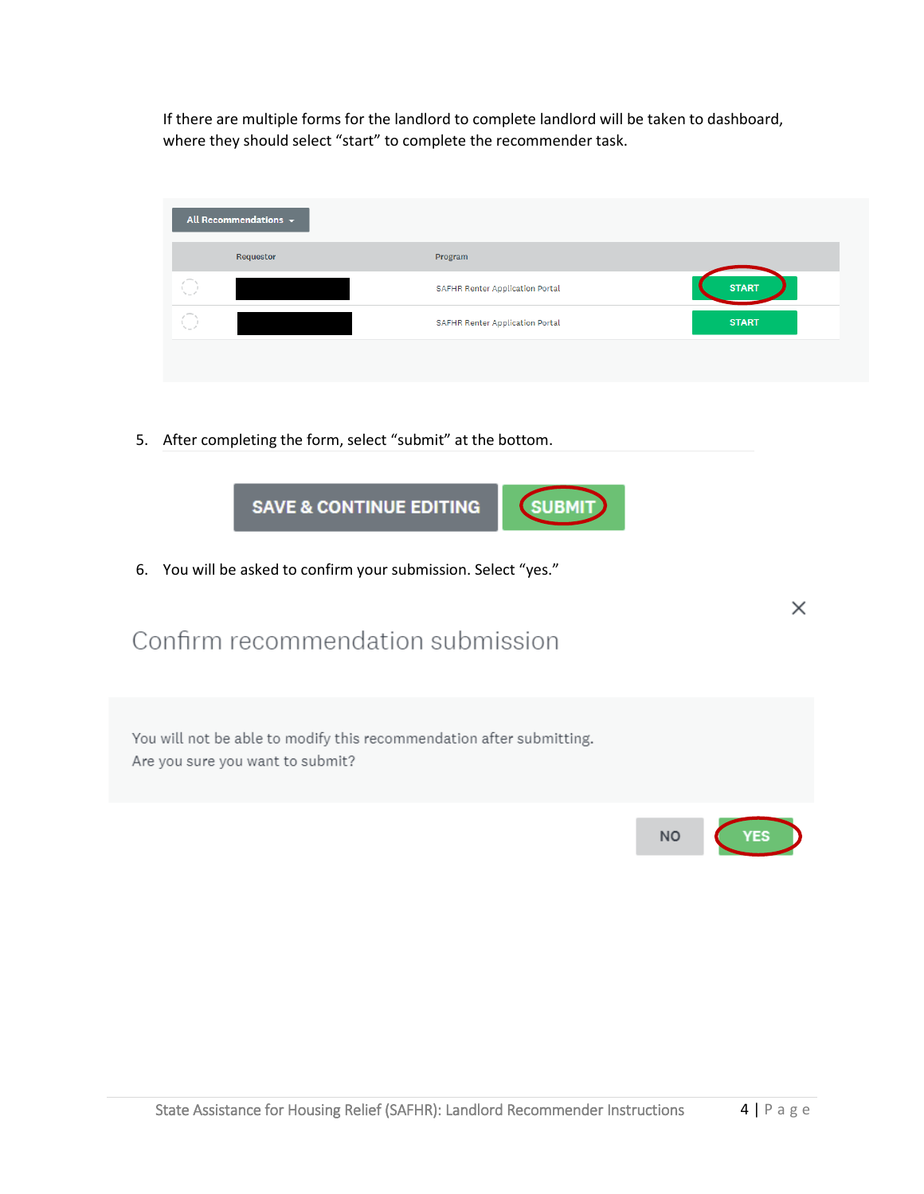If there are multiple forms for the landlord to complete landlord will be taken to dashboard, where they should select “start” to complete the recommender task.

All Recommendations

| | Requestor | Program | |
|---|---|---|---|
| | | SAFHR Renter Application Portal | START |
| | | SAFHR Renter Application Portal | START |

5. After completing the form, select “submit” at the bottom.

SAVE & CONTINUE EDITING | SUBMIT

6. You will be asked to confirm your submission. Select “yes.”

Confirm recommendation submission

You will not be able to modify this recommendation after submitting.
Are you sure you want to submit?

NO | YES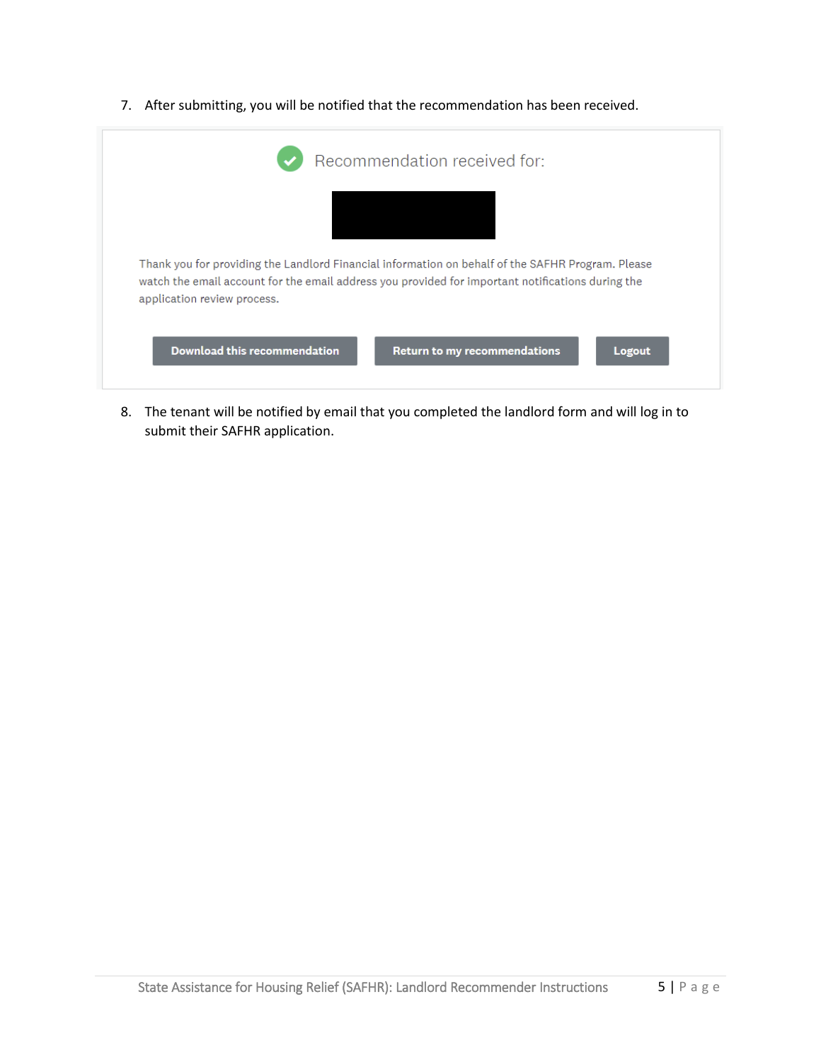7. After submitting, you will be notified that the recommendation has been received.

Recommendation received for:

Thank you for providing the Landlord Financial information on behalf of the SAFHR Program. Please watch the email account for the email address you provided for important notifications during the application review process.

Download this recommendation | Return to my recommendations | Logout

8. The tenant will be notified by email that you completed the landlord form and will log in to submit their SAFHR application.